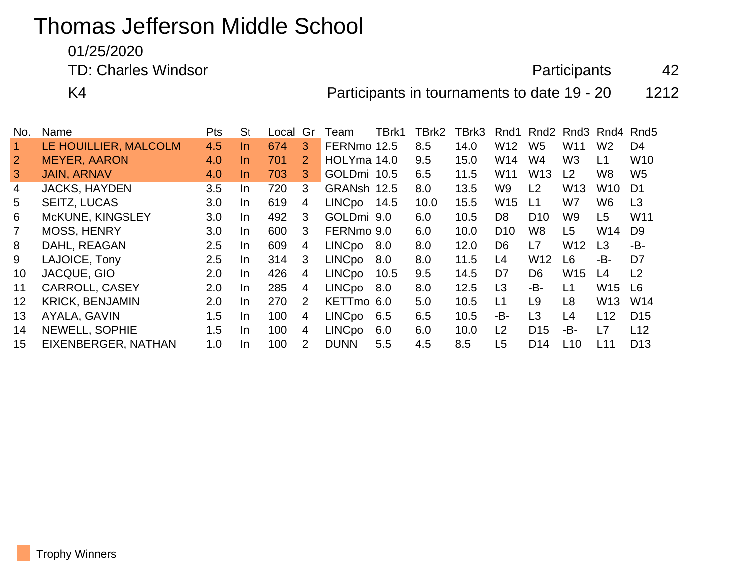# Thomas Jefferson Middle School

01/25/2020

TD: Charles Windsor — Participants 42

K4 — Participants in tournaments to date 19 - 20 1212

| No. | Name | Pts | St | Local | Gr | Team | TBrk1 | TBrk2 | TBrk3 | Rnd1 | Rnd2 | Rnd3 | Rnd4 | Rnd5 |
|---|---|---|---|---|---|---|---|---|---|---|---|---|---|---|
| 1 | LE HOUILLIER, MALCOLM | 4.5 | In | 674 | 3 | FERNmo | 12.5 | 8.5 | 14.0 | W12 | W5 | W11 | W2 | D4 |
| 2 | MEYER, AARON | 4.0 | In | 701 | 2 | HOLYma | 14.0 | 9.5 | 15.0 | W14 | W4 | W3 | L1 | W10 |
| 3 | JAIN, ARNAV | 4.0 | In | 703 | 3 | GOLDmi | 10.5 | 6.5 | 11.5 | W11 | W13 | L2 | W8 | W5 |
| 4 | JACKS, HAYDEN | 3.5 | In | 720 | 3 | GRANsh | 12.5 | 8.0 | 13.5 | W9 | L2 | W13 | W10 | D1 |
| 5 | SEITZ, LUCAS | 3.0 | In | 619 | 4 | LINCpo | 14.5 | 10.0 | 15.5 | W15 | L1 | W7 | W6 | L3 |
| 6 | McKUNE, KINGSLEY | 3.0 | In | 492 | 3 | GOLDmi | 9.0 | 6.0 | 10.5 | D8 | D10 | W9 | L5 | W11 |
| 7 | MOSS, HENRY | 3.0 | In | 600 | 3 | FERNmo | 9.0 | 6.0 | 10.0 | D10 | W8 | L5 | W14 | D9 |
| 8 | DAHL, REAGAN | 2.5 | In | 609 | 4 | LINCpo | 8.0 | 8.0 | 12.0 | D6 | L7 | W12 | L3 | -B- |
| 9 | LAJOICE, Tony | 2.5 | In | 314 | 3 | LINCpo | 8.0 | 8.0 | 11.5 | L4 | W12 | L6 | -B- | D7 |
| 10 | JACQUE, GIO | 2.0 | In | 426 | 4 | LINCpo | 10.5 | 9.5 | 14.5 | D7 | D6 | W15 | L4 | L2 |
| 11 | CARROLL, CASEY | 2.0 | In | 285 | 4 | LINCpo | 8.0 | 8.0 | 12.5 | L3 | -B- | L1 | W15 | L6 |
| 12 | KRICK, BENJAMIN | 2.0 | In | 270 | 2 | KETTmo | 6.0 | 5.0 | 10.5 | L1 | L9 | L8 | W13 | W14 |
| 13 | AYALA, GAVIN | 1.5 | In | 100 | 4 | LINCpo | 6.5 | 6.5 | 10.5 | -B- | L3 | L4 | L12 | D15 |
| 14 | NEWELL, SOPHIE | 1.5 | In | 100 | 4 | LINCpo | 6.0 | 6.0 | 10.0 | L2 | D15 | -B- | L7 | L12 |
| 15 | EIXENBERGER, NATHAN | 1.0 | In | 100 | 2 | DUNN | 5.5 | 4.5 | 8.5 | L5 | D14 | L10 | L11 | D13 |

Trophy Winners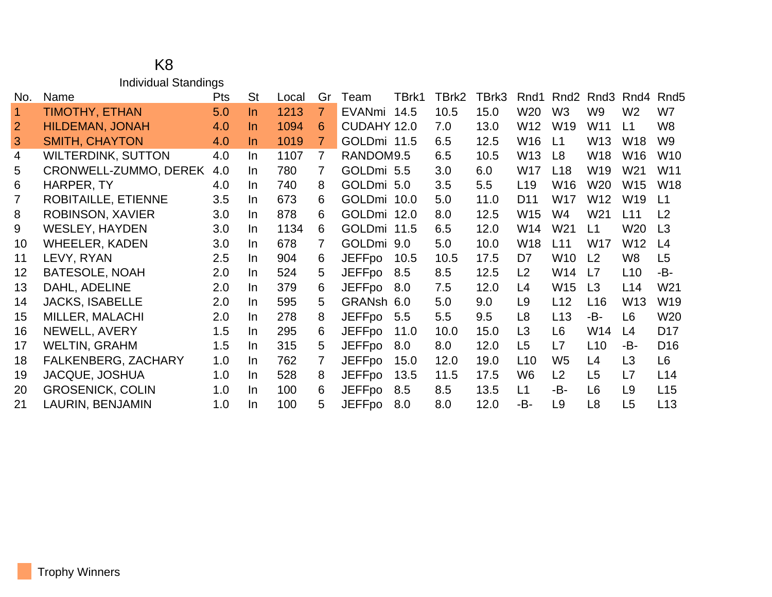# K8

## Individual Standings

| No. | Name | Pts | St | Local | Gr | Team | TBrk1 | TBrk2 | TBrk3 | Rnd1 | Rnd2 | Rnd3 | Rnd4 | Rnd5 |
|---|---|---|---|---|---|---|---|---|---|---|---|---|---|---|
| 1 | TIMOTHY, ETHAN | 5.0 | In | 1213 | 7 | EVANmi | 14.5 | 10.5 | 15.0 | W20 | W3 | W9 | W2 | W7 |
| 2 | HILDEMAN, JONAH | 4.0 | In | 1094 | 6 | CUDAHY | 12.0 | 7.0 | 13.0 | W12 | W19 | W11 | L1 | W8 |
| 3 | SMITH, CHAYTON | 4.0 | In | 1019 | 7 | GOLDmi | 11.5 | 6.5 | 12.5 | W16 | L1 | W13 | W18 | W9 |
| 4 | WILTERDINK, SUTTON | 4.0 | In | 1107 | 7 | RANDOM | 9.5 | 6.5 | 10.5 | W13 | L8 | W18 | W16 | W10 |
| 5 | CRONWELL-ZUMMO, DEREK | 4.0 | In | 780 | 7 | GOLDmi | 5.5 | 3.0 | 6.0 | W17 | L18 | W19 | W21 | W11 |
| 6 | HARPER, TY | 4.0 | In | 740 | 8 | GOLDmi | 5.0 | 3.5 | 5.5 | L19 | W16 | W20 | W15 | W18 |
| 7 | ROBITAILLE, ETIENNE | 3.5 | In | 673 | 6 | GOLDmi | 10.0 | 5.0 | 11.0 | D11 | W17 | W12 | W19 | L1 |
| 8 | ROBINSON, XAVIER | 3.0 | In | 878 | 6 | GOLDmi | 12.0 | 8.0 | 12.5 | W15 | W4 | W21 | L11 | L2 |
| 9 | WESLEY, HAYDEN | 3.0 | In | 1134 | 6 | GOLDmi | 11.5 | 6.5 | 12.0 | W14 | W21 | L1 | W20 | L3 |
| 10 | WHEELER, KADEN | 3.0 | In | 678 | 7 | GOLDmi | 9.0 | 5.0 | 10.0 | W18 | L11 | W17 | W12 | L4 |
| 11 | LEVY, RYAN | 2.5 | In | 904 | 6 | JEFFpo | 10.5 | 10.5 | 17.5 | D7 | W10 | L2 | W8 | L5 |
| 12 | BATESOLE, NOAH | 2.0 | In | 524 | 5 | JEFFpo | 8.5 | 8.5 | 12.5 | L2 | W14 | L7 | L10 | -B- |
| 13 | DAHL, ADELINE | 2.0 | In | 379 | 6 | JEFFpo | 8.0 | 7.5 | 12.0 | L4 | W15 | L3 | L14 | W21 |
| 14 | JACKS, ISABELLE | 2.0 | In | 595 | 5 | GRANsh | 6.0 | 5.0 | 9.0 | L9 | L12 | L16 | W13 | W19 |
| 15 | MILLER, MALACHI | 2.0 | In | 278 | 8 | JEFFpo | 5.5 | 5.5 | 9.5 | L8 | L13 | -B- | L6 | W20 |
| 16 | NEWELL, AVERY | 1.5 | In | 295 | 6 | JEFFpo | 11.0 | 10.0 | 15.0 | L3 | L6 | W14 | L4 | D17 |
| 17 | WELTIN, GRAHM | 1.5 | In | 315 | 5 | JEFFpo | 8.0 | 8.0 | 12.0 | L5 | L7 | L10 | -B- | D16 |
| 18 | FALKENBERG, ZACHARY | 1.0 | In | 762 | 7 | JEFFpo | 15.0 | 12.0 | 19.0 | L10 | W5 | L4 | L3 | L6 |
| 19 | JACQUE, JOSHUA | 1.0 | In | 528 | 8 | JEFFpo | 13.5 | 11.5 | 17.5 | W6 | L2 | L5 | L7 | L14 |
| 20 | GROSENICK, COLIN | 1.0 | In | 100 | 6 | JEFFpo | 8.5 | 8.5 | 13.5 | L1 | -B- | L6 | L9 | L15 |
| 21 | LAURIN, BENJAMIN | 1.0 | In | 100 | 5 | JEFFpo | 8.0 | 8.0 | 12.0 | -B- | L9 | L8 | L5 | L13 |

Trophy Winners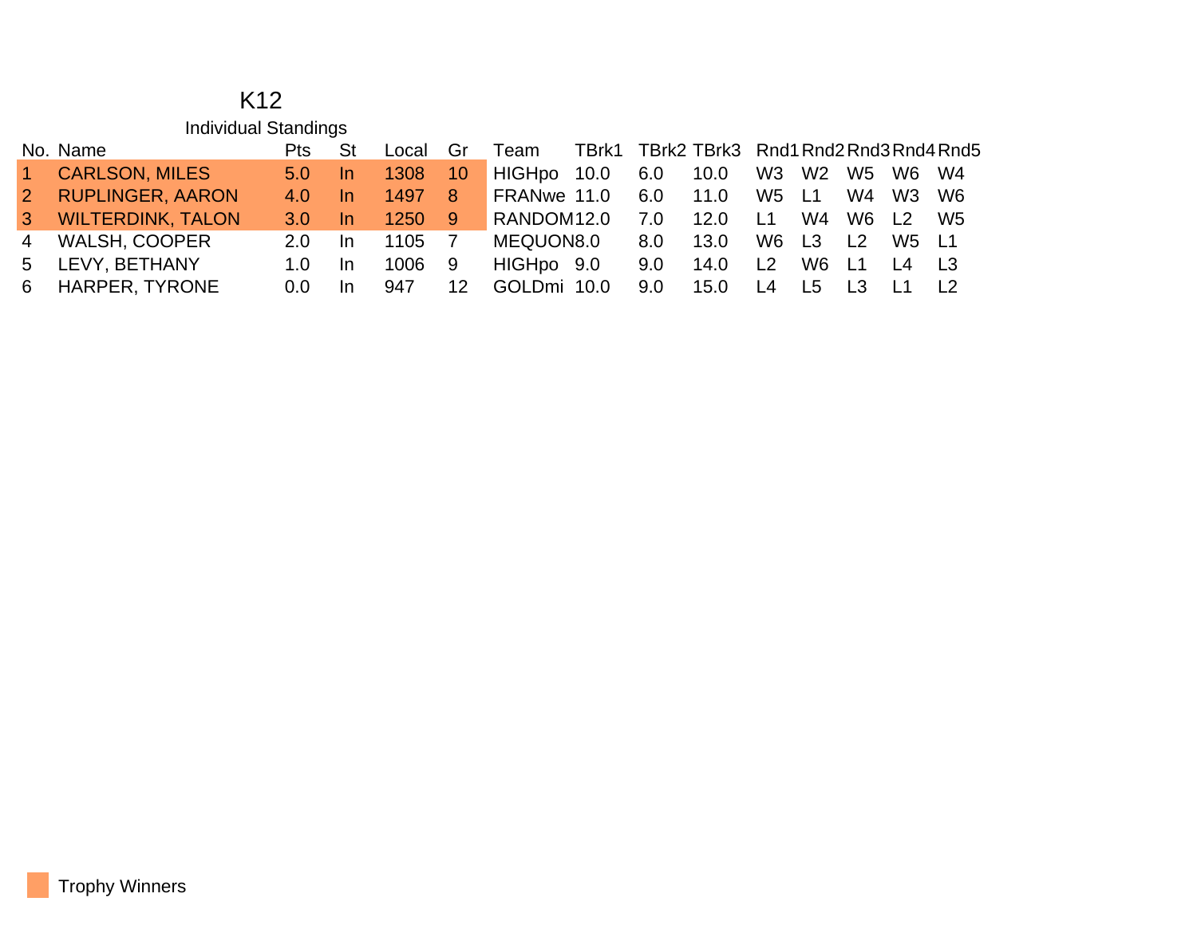# K12

## Individual Standings

| No. | Name | Pts | St | Local | Gr | Team | TBrk1 | TBrk2 | TBrk3 | Rnd1 | Rnd2 | Rnd3 | Rnd4 | Rnd5 |
|---|---|---|---|---|---|---|---|---|---|---|---|---|---|---|
| 1 | CARLSON, MILES | 5.0 | In | 1308 | 10 | HIGHpo | 10.0 | 6.0 | 10.0 | W3 | W2 | W5 | W6 | W4 |
| 2 | RUPLINGER, AARON | 4.0 | In | 1497 | 8 | FRANwe | 11.0 | 6.0 | 11.0 | W5 | L1 | W4 | W3 | W6 |
| 3 | WILTERDINK, TALON | 3.0 | In | 1250 | 9 | RANDOM | 12.0 | 7.0 | 12.0 | L1 | W4 | W6 | L2 | W5 |
| 4 | WALSH, COOPER | 2.0 | In | 1105 | 7 | MEQUON | 8.0 | 8.0 | 13.0 | W6 | L3 | L2 | W5 | L1 |
| 5 | LEVY, BETHANY | 1.0 | In | 1006 | 9 | HIGHpo | 9.0 | 9.0 | 14.0 | L2 | W6 | L1 | L4 | L3 |
| 6 | HARPER, TYRONE | 0.0 | In | 947 | 12 | GOLDmi | 10.0 | 9.0 | 15.0 | L4 | L5 | L3 | L1 | L2 |

Trophy Winners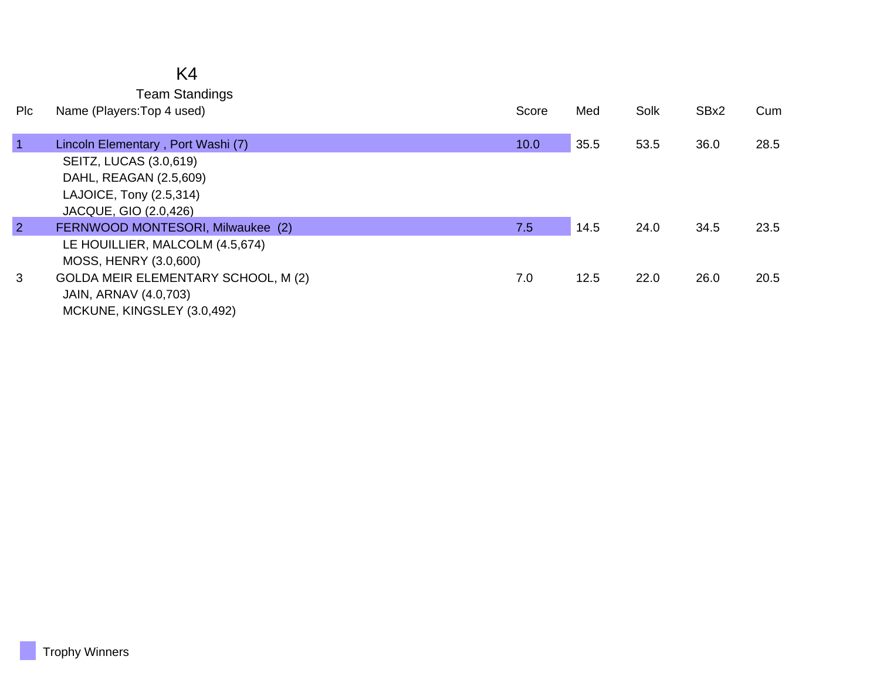# K4

## Team Standings

| Plc | Name (Players:Top 4 used) | Score | Med | Solk | SBx2 | Cum |
|---|---|---|---|---|---|---|
| 1 | Lincoln Elementary , Port Washi (7) | 10.0 | 35.5 | 53.5 | 36.0 | 28.5 |
| | SEITZ, LUCAS (3.0,619) | | | | | |
| | DAHL, REAGAN (2.5,609) | | | | | |
| | LAJOICE, Tony (2.5,314) | | | | | |
| | JACQUE, GIO (2.0,426) | | | | | |
| 2 | FERNWOOD MONTESORI, Milwaukee (2) | 7.5 | 14.5 | 24.0 | 34.5 | 23.5 |
| | LE HOUILLIER, MALCOLM (4.5,674) | | | | | |
| | MOSS, HENRY (3.0,600) | | | | | |
| 3 | GOLDA MEIR ELEMENTARY SCHOOL, M (2) | 7.0 | 12.5 | 22.0 | 26.0 | 20.5 |
| | JAIN, ARNAV (4.0,703) | | | | | |
| | MCKUNE, KINGSLEY (3.0,492) | | | | | |

Trophy Winners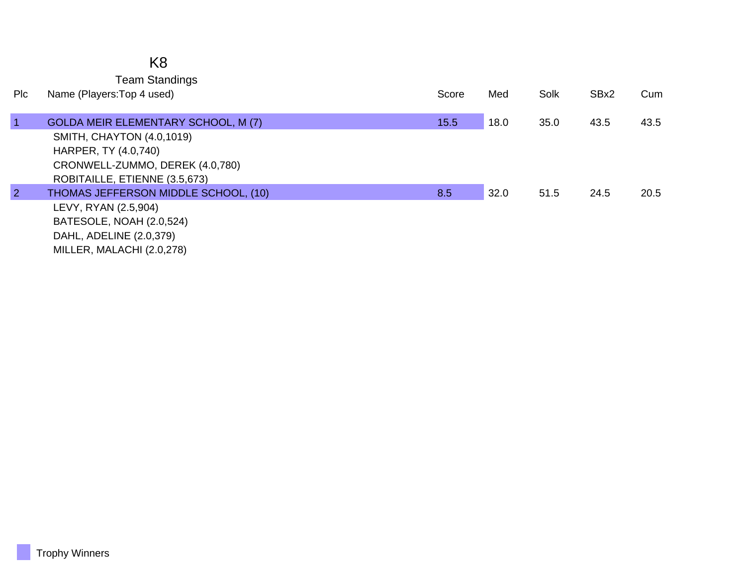# K8

## Team Standings

| Plc | Name (Players:Top 4 used) | Score | Med | Solk | SBx2 | Cum |
|---|---|---|---|---|---|---|
| 1 | GOLDA MEIR ELEMENTARY SCHOOL, M (7) | 15.5 | 18.0 | 35.0 | 43.5 | 43.5 |
| | SMITH, CHAYTON (4.0,1019) | | | | | |
| | HARPER, TY (4.0,740) | | | | | |
| | CRONWELL-ZUMMO, DEREK (4.0,780) | | | | | |
| | ROBITAILLE, ETIENNE (3.5,673) | | | | | |
| 2 | THOMAS JEFFERSON MIDDLE SCHOOL, (10) | 8.5 | 32.0 | 51.5 | 24.5 | 20.5 |
| | LEVY, RYAN (2.5,904) | | | | | |
| | BATESOLE, NOAH (2.0,524) | | | | | |
| | DAHL, ADELINE (2.0,379) | | | | | |
| | MILLER, MALACHI (2.0,278) | | | | | |

Trophy Winners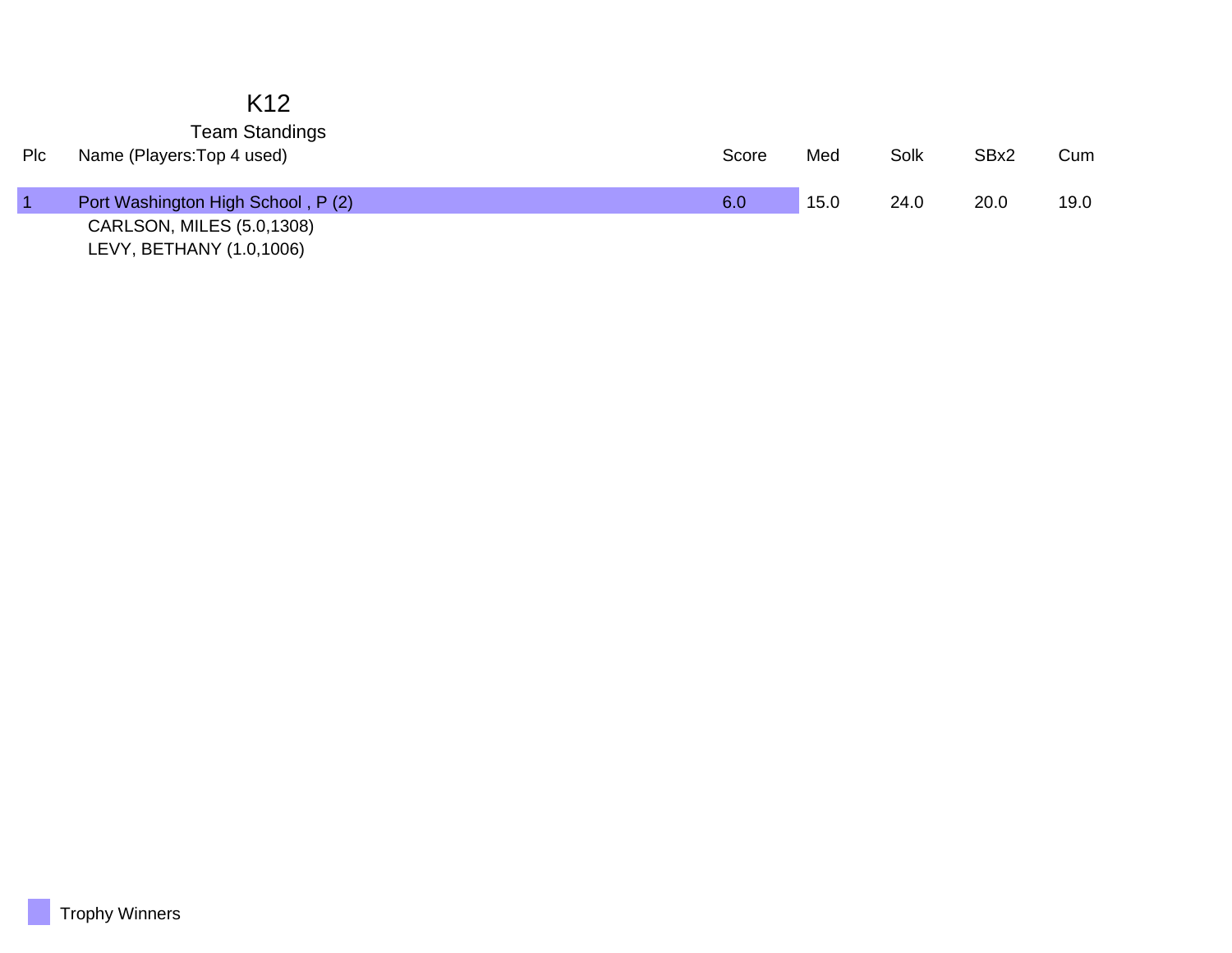# K12

## Team Standings

| Plc | Name (Players:Top 4 used) | Score | Med | Solk | SBx2 | Cum |
|---|---|---|---|---|---|---|
| 1 | Port Washington High School , P (2) | 6.0 | 15.0 | 24.0 | 20.0 | 19.0 |
| | CARLSON, MILES (5.0,1308) | | | | | |
| | LEVY, BETHANY (1.0,1006) | | | | | |

Trophy Winners